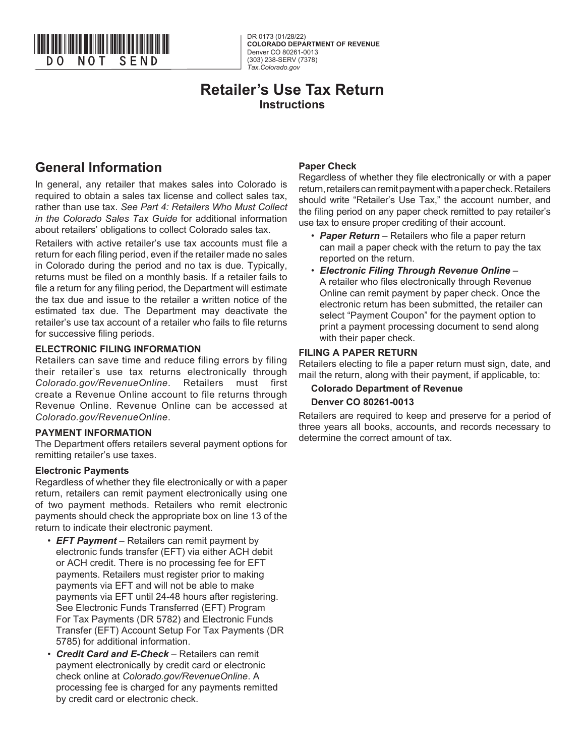DO NOT SEND

DR 0173 (01/28/22)
**COLORADO DEPARTMENT OF REVENUE**
Denver CO 80261-0013
(303) 238-SERV (7378)
*Tax.Colorado.gov*

# Retailer's Use Tax Return
### Instructions

## General Information

In general, any retailer that makes sales into Colorado is required to obtain a sales tax license and collect sales tax, rather than use tax. *See Part 4: Retailers Who Must Collect in the Colorado Sales Tax Guide* for additional information about retailers' obligations to collect Colorado sales tax.

Retailers with active retailer's use tax accounts must file a return for each filing period, even if the retailer made no sales in Colorado during the period and no tax is due. Typically, returns must be filed on a monthly basis. If a retailer fails to file a return for any filing period, the Department will estimate the tax due and issue to the retailer a written notice of the estimated tax due. The Department may deactivate the retailer's use tax account of a retailer who fails to file returns for successive filing periods.

### ELECTRONIC FILING INFORMATION

Retailers can save time and reduce filing errors by filing their retailer's use tax returns electronically through *Colorado.gov/RevenueOnline*. Retailers must first create a Revenue Online account to file returns through Revenue Online. Revenue Online can be accessed at *Colorado.gov/RevenueOnline*.

### PAYMENT INFORMATION

The Department offers retailers several payment options for remitting retailer's use taxes.

#### Electronic Payments

Regardless of whether they file electronically or with a paper return, retailers can remit payment electronically using one of two payment methods. Retailers who remit electronic payments should check the appropriate box on line 13 of the return to indicate their electronic payment.

- ***EFT Payment*** – Retailers can remit payment by electronic funds transfer (EFT) via either ACH debit or ACH credit. There is no processing fee for EFT payments. Retailers must register prior to making payments via EFT and will not be able to make payments via EFT until 24-48 hours after registering. See Electronic Funds Transferred (EFT) Program For Tax Payments (DR 5782) and Electronic Funds Transfer (EFT) Account Setup For Tax Payments (DR 5785) for additional information.
- ***Credit Card and E-Check*** – Retailers can remit payment electronically by credit card or electronic check online at *Colorado.gov/RevenueOnline*. A processing fee is charged for any payments remitted by credit card or electronic check.

#### Paper Check

Regardless of whether they file electronically or with a paper return, retailers can remit payment with a paper check. Retailers should write "Retailer's Use Tax," the account number, and the filing period on any paper check remitted to pay retailer's use tax to ensure proper crediting of their account.

- ***Paper Return*** – Retailers who file a paper return can mail a paper check with the return to pay the tax reported on the return.
- ***Electronic Filing Through Revenue Online*** – A retailer who files electronically through Revenue Online can remit payment by paper check. Once the electronic return has been submitted, the retailer can select "Payment Coupon" for the payment option to print a payment processing document to send along with their paper check.

### FILING A PAPER RETURN

Retailers electing to file a paper return must sign, date, and mail the return, along with their payment, if applicable, to:

**Colorado Department of Revenue**
**Denver CO 80261-0013**

Retailers are required to keep and preserve for a period of three years all books, accounts, and records necessary to determine the correct amount of tax.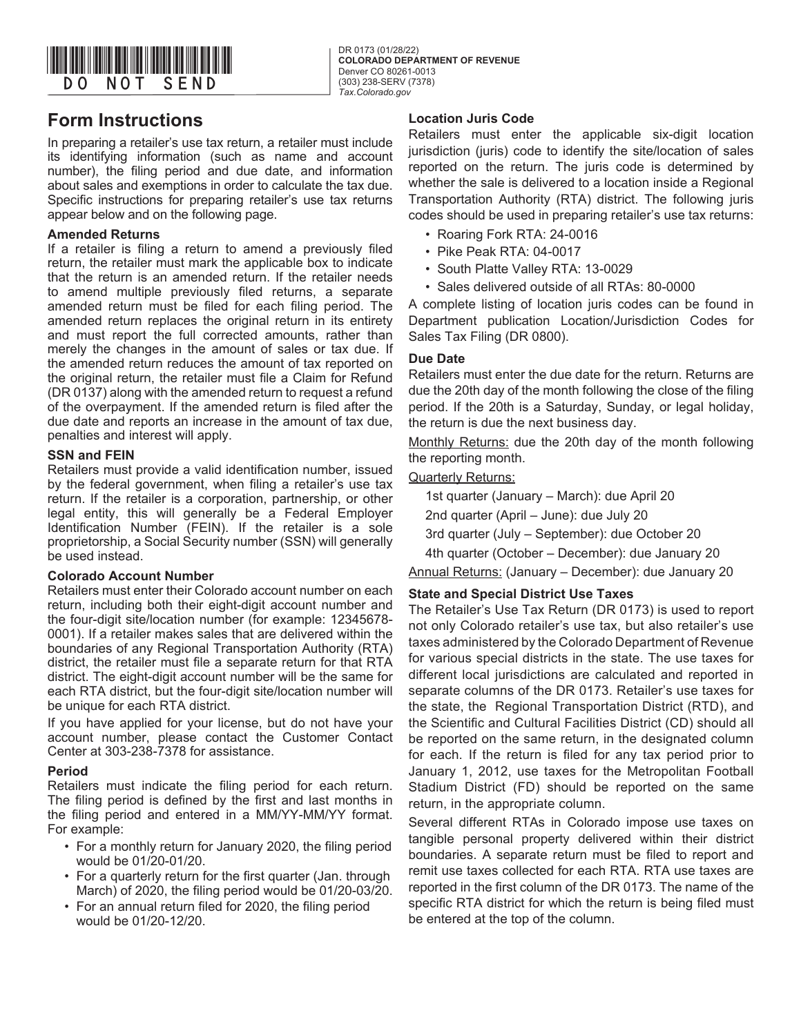# Form Instructions

In preparing a retailer's use tax return, a retailer must include its identifying information (such as name and account number), the filing period and due date, and information about sales and exemptions in order to calculate the tax due. Specific instructions for preparing retailer's use tax returns appear below and on the following page.

### Amended Returns

If a retailer is filing a return to amend a previously filed return, the retailer must mark the applicable box to indicate that the return is an amended return. If the retailer needs to amend multiple previously filed returns, a separate amended return must be filed for each filing period. The amended return replaces the original return in its entirety and must report the full corrected amounts, rather than merely the changes in the amount of sales or tax due. If the amended return reduces the amount of tax reported on the original return, the retailer must file a Claim for Refund (DR 0137) along with the amended return to request a refund of the overpayment. If the amended return is filed after the due date and reports an increase in the amount of tax due, penalties and interest will apply.

### SSN and FEIN

Retailers must provide a valid identification number, issued by the federal government, when filing a retailer's use tax return. If the retailer is a corporation, partnership, or other legal entity, this will generally be a Federal Employer Identification Number (FEIN). If the retailer is a sole proprietorship, a Social Security number (SSN) will generally be used instead.

### Colorado Account Number

Retailers must enter their Colorado account number on each return, including both their eight-digit account number and the four-digit site/location number (for example: 12345678-0001). If a retailer makes sales that are delivered within the boundaries of any Regional Transportation Authority (RTA) district, the retailer must file a separate return for that RTA district. The eight-digit account number will be the same for each RTA district, but the four-digit site/location number will be unique for each RTA district.

If you have applied for your license, but do not have your account number, please contact the Customer Contact Center at 303-238-7378 for assistance.

### Period

Retailers must indicate the filing period for each return. The filing period is defined by the first and last months in the filing period and entered in a MM/YY-MM/YY format. For example:

- For a monthly return for January 2020, the filing period would be 01/20-01/20.
- For a quarterly return for the first quarter (Jan. through March) of 2020, the filing period would be 01/20-03/20.
- For an annual return filed for 2020, the filing period would be 01/20-12/20.

### Location Juris Code

Retailers must enter the applicable six-digit location jurisdiction (juris) code to identify the site/location of sales reported on the return. The juris code is determined by whether the sale is delivered to a location inside a Regional Transportation Authority (RTA) district. The following juris codes should be used in preparing retailer's use tax returns:

- Roaring Fork RTA: 24-0016
- Pike Peak RTA: 04-0017
- South Platte Valley RTA: 13-0029
- Sales delivered outside of all RTAs: 80-0000

A complete listing of location juris codes can be found in Department publication Location/Jurisdiction Codes for Sales Tax Filing (DR 0800).

### Due Date

Retailers must enter the due date for the return. Returns are due the 20th day of the month following the close of the filing period. If the 20th is a Saturday, Sunday, or legal holiday, the return is due the next business day.

Monthly Returns: due the 20th day of the month following the reporting month.

Quarterly Returns:

1st quarter (January – March): due April 20

2nd quarter (April – June): due July 20

3rd quarter (July – September): due October 20

4th quarter (October – December): due January 20

Annual Returns: (January – December): due January 20

### State and Special District Use Taxes

The Retailer's Use Tax Return (DR 0173) is used to report not only Colorado retailer's use tax, but also retailer's use taxes administered by the Colorado Department of Revenue for various special districts in the state. The use taxes for different local jurisdictions are calculated and reported in separate columns of the DR 0173. Retailer's use taxes for the state, the Regional Transportation District (RTD), and the Scientific and Cultural Facilities District (CD) should all be reported on the same return, in the designated column for each. If the return is filed for any tax period prior to January 1, 2012, use taxes for the Metropolitan Football Stadium District (FD) should be reported on the same return, in the appropriate column.

Several different RTAs in Colorado impose use taxes on tangible personal property delivered within their district boundaries. A separate return must be filed to report and remit use taxes collected for each RTA. RTA use taxes are reported in the first column of the DR 0173. The name of the specific RTA district for which the return is being filed must be entered at the top of the column.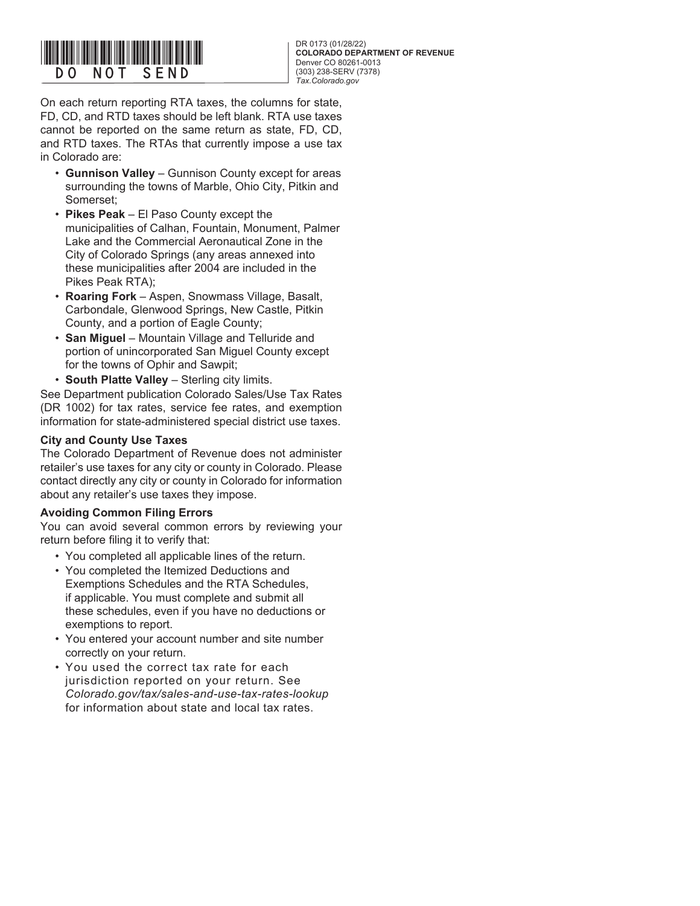On each return reporting RTA taxes, the columns for state, FD, CD, and RTD taxes should be left blank. RTA use taxes cannot be reported on the same return as state, FD, CD, and RTD taxes. The RTAs that currently impose a use tax in Colorado are:

- **Gunnison Valley** – Gunnison County except for areas surrounding the towns of Marble, Ohio City, Pitkin and Somerset;
- **Pikes Peak** – El Paso County except the municipalities of Calhan, Fountain, Monument, Palmer Lake and the Commercial Aeronautical Zone in the City of Colorado Springs (any areas annexed into these municipalities after 2004 are included in the Pikes Peak RTA);
- **Roaring Fork** – Aspen, Snowmass Village, Basalt, Carbondale, Glenwood Springs, New Castle, Pitkin County, and a portion of Eagle County;
- **San Miguel** – Mountain Village and Telluride and portion of unincorporated San Miguel County except for the towns of Ophir and Sawpit;
- **South Platte Valley** – Sterling city limits.

See Department publication Colorado Sales/Use Tax Rates (DR 1002) for tax rates, service fee rates, and exemption information for state-administered special district use taxes.

### City and County Use Taxes

The Colorado Department of Revenue does not administer retailer's use taxes for any city or county in Colorado. Please contact directly any city or county in Colorado for information about any retailer's use taxes they impose.

### Avoiding Common Filing Errors

You can avoid several common errors by reviewing your return before filing it to verify that:

- You completed all applicable lines of the return.
- You completed the Itemized Deductions and Exemptions Schedules and the RTA Schedules, if applicable. You must complete and submit all these schedules, even if you have no deductions or exemptions to report.
- You entered your account number and site number correctly on your return.
- You used the correct tax rate for each jurisdiction reported on your return. See *Colorado.gov/tax/sales-and-use-tax-rates-lookup* for information about state and local tax rates.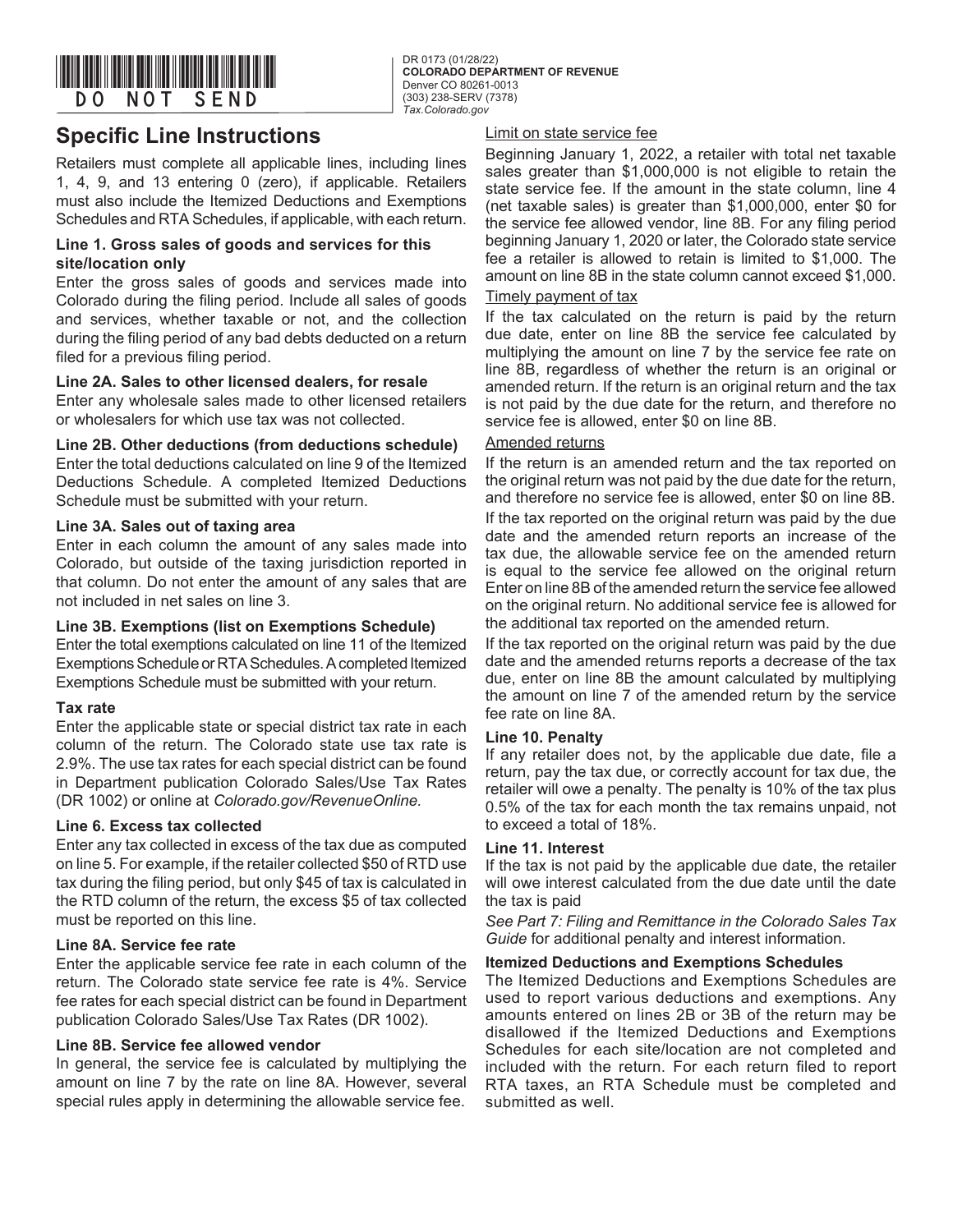## Specific Line Instructions

Retailers must complete all applicable lines, including lines 1, 4, 9, and 13 entering 0 (zero), if applicable. Retailers must also include the Itemized Deductions and Exemptions Schedules and RTA Schedules, if applicable, with each return.

### Line 1. Gross sales of goods and services for this site/location only

Enter the gross sales of goods and services made into Colorado during the filing period. Include all sales of goods and services, whether taxable or not, and the collection during the filing period of any bad debts deducted on a return filed for a previous filing period.

### Line 2A. Sales to other licensed dealers, for resale

Enter any wholesale sales made to other licensed retailers or wholesalers for which use tax was not collected.

### Line 2B. Other deductions (from deductions schedule)

Enter the total deductions calculated on line 9 of the Itemized Deductions Schedule. A completed Itemized Deductions Schedule must be submitted with your return.

### Line 3A. Sales out of taxing area

Enter in each column the amount of any sales made into Colorado, but outside of the taxing jurisdiction reported in that column. Do not enter the amount of any sales that are not included in net sales on line 3.

### Line 3B. Exemptions (list on Exemptions Schedule)

Enter the total exemptions calculated on line 11 of the Itemized Exemptions Schedule or RTA Schedules. A completed Itemized Exemptions Schedule must be submitted with your return.

### Tax rate

Enter the applicable state or special district tax rate in each column of the return. The Colorado state use tax rate is 2.9%. The use tax rates for each special district can be found in Department publication Colorado Sales/Use Tax Rates (DR 1002) or online at *Colorado.gov/RevenueOnline.*

### Line 6. Excess tax collected

Enter any tax collected in excess of the tax due as computed on line 5. For example, if the retailer collected $50 of RTD use tax during the filing period, but only $45 of tax is calculated in the RTD column of the return, the excess $5 of tax collected must be reported on this line.

### Line 8A. Service fee rate

Enter the applicable service fee rate in each column of the return. The Colorado state service fee rate is 4%. Service fee rates for each special district can be found in Department publication Colorado Sales/Use Tax Rates (DR 1002).

### Line 8B. Service fee allowed vendor

In general, the service fee is calculated by multiplying the amount on line 7 by the rate on line 8A. However, several special rules apply in determining the allowable service fee.

Limit on state service fee

Beginning January 1, 2022, a retailer with total net taxable sales greater than $1,000,000 is not eligible to retain the state service fee. If the amount in the state column, line 4 (net taxable sales) is greater than $1,000,000, enter $0 for the service fee allowed vendor, line 8B. For any filing period beginning January 1, 2020 or later, the Colorado state service fee a retailer is allowed to retain is limited to $1,000. The amount on line 8B in the state column cannot exceed $1,000.

Timely payment of tax

If the tax calculated on the return is paid by the return due date, enter on line 8B the service fee calculated by multiplying the amount on line 7 by the service fee rate on line 8B, regardless of whether the return is an original or amended return. If the return is an original return and the tax is not paid by the due date for the return, and therefore no service fee is allowed, enter $0 on line 8B.

Amended returns

If the return is an amended return and the tax reported on the original return was not paid by the due date for the return, and therefore no service fee is allowed, enter $0 on line 8B.

If the tax reported on the original return was paid by the due date and the amended return reports an increase of the tax due, the allowable service fee on the amended return is equal to the service fee allowed on the original return Enter on line 8B of the amended return the service fee allowed on the original return. No additional service fee is allowed for the additional tax reported on the amended return.

If the tax reported on the original return was paid by the due date and the amended returns reports a decrease of the tax due, enter on line 8B the amount calculated by multiplying the amount on line 7 of the amended return by the service fee rate on line 8A.

### Line 10. Penalty

If any retailer does not, by the applicable due date, file a return, pay the tax due, or correctly account for tax due, the retailer will owe a penalty. The penalty is 10% of the tax plus 0.5% of the tax for each month the tax remains unpaid, not to exceed a total of 18%.

### Line 11. Interest

If the tax is not paid by the applicable due date, the retailer will owe interest calculated from the due date until the date the tax is paid

*See Part 7: Filing and Remittance in the Colorado Sales Tax Guide* for additional penalty and interest information.

### Itemized Deductions and Exemptions Schedules

The Itemized Deductions and Exemptions Schedules are used to report various deductions and exemptions. Any amounts entered on lines 2B or 3B of the return may be disallowed if the Itemized Deductions and Exemptions Schedules for each site/location are not completed and included with the return. For each return filed to report RTA taxes, an RTA Schedule must be completed and submitted as well.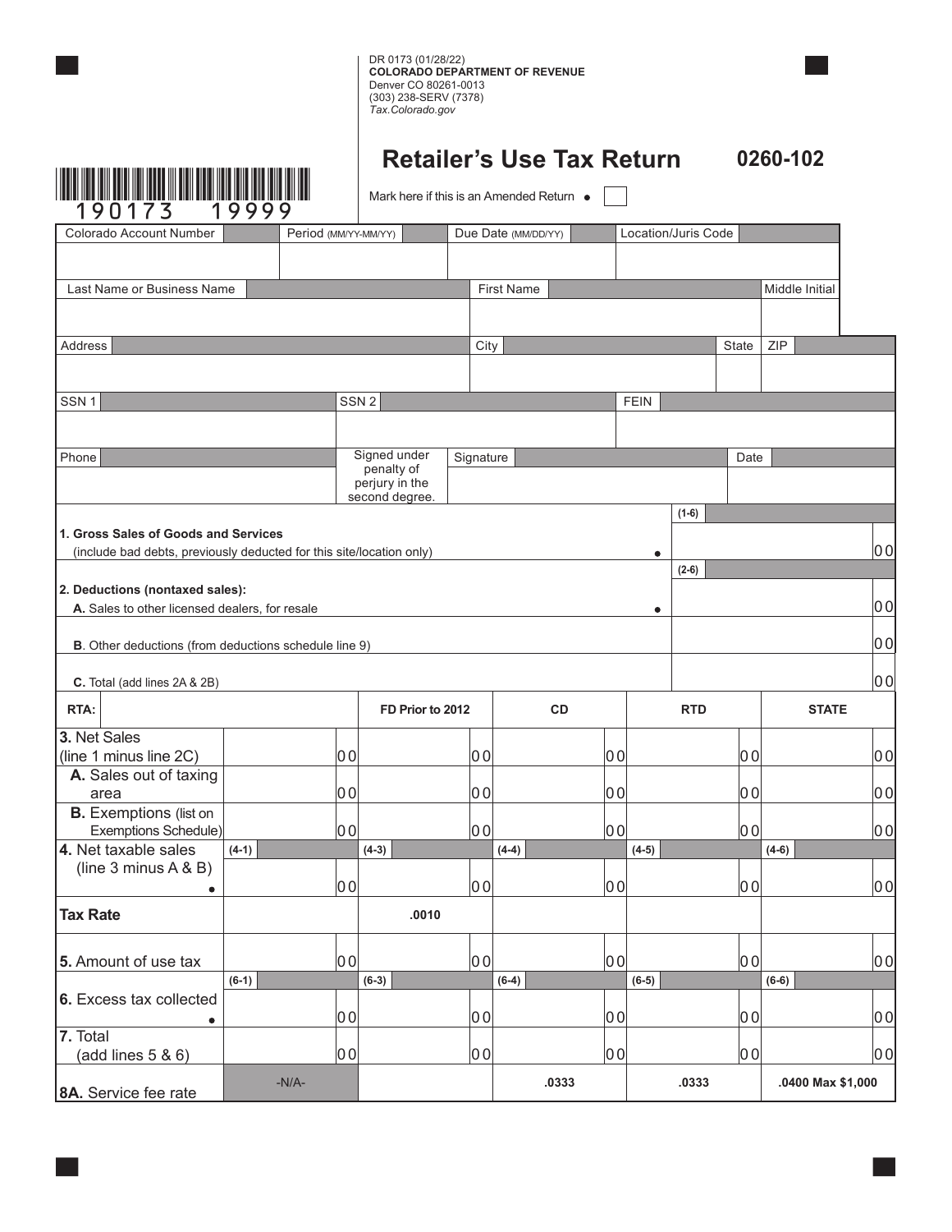DR 0173 (01/28/22)
**COLORADO DEPARTMENT OF REVENUE**
Denver CO 80261-0013
(303) 238-SERV (7378)
*Tax.Colorado.gov*

# Retailer's Use Tax Return

**0260-102**

190173 19999

Mark here if this is an Amended Return ☐

| Colorado Account Number | Period (MM/YY-MM/YY) | Due Date (MM/DD/YY) | Location/Juris Code |
|---|---|---|---|
| | | | |

| Last Name or Business Name | First Name | Middle Initial |
|---|---|---|
| | | |

| Address | City | State | ZIP |
|---|---|---|---|
| | | | |

| SSN 1 | SSN 2 | FEIN |
|---|---|---|
| | | |

| Phone | Signed under penalty of perjury in the second degree. | Signature | Date |
|---|---|---|---|
| | | | |

| | | |
|---|---|---|
| **1. Gross Sales of Goods and Services** (include bad debts, previously deducted for this site/location only) | (1-6) | 00 |
| **2. Deductions (nontaxed sales):** **A.** Sales to other licensed dealers, for resale | (2-6) | 00 |
| **B**. Other deductions (from deductions schedule line 9) | | 00 |
| **C.** Total (add lines 2A & 2B) | | 00 |

| RTA: | | FD Prior to 2012 | CD | RTD | STATE |
|---|---|---|---|---|---|
| **3.** Net Sales (line 1 minus line 2C) | 00 | 00 | 00 | 00 | 00 |
| **A.** Sales out of taxing area | 00 | 00 | 00 | 00 | 00 |
| **B.** Exemptions (list on Exemptions Schedule) | 00 | 00 | 00 | 00 | 00 |
| **4.** Net taxable sales (line 3 minus A & B) | (4-1) 00 | (4-3) 00 | (4-4) 00 | (4-5) 00 | (4-6) 00 |
| **Tax Rate** | | .0010 | | | |
| **5.** Amount of use tax | 00 | 00 | 00 | 00 | 00 |
| **6.** Excess tax collected | (6-1) 00 | (6-3) 00 | (6-4) 00 | (6-5) 00 | (6-6) 00 |
| **7.** Total (add lines 5 & 6) | 00 | 00 | 00 | 00 | 00 |
| **8A.** Service fee rate | -N/A- | | .0333 | .0333 | .0400 Max $1,000 |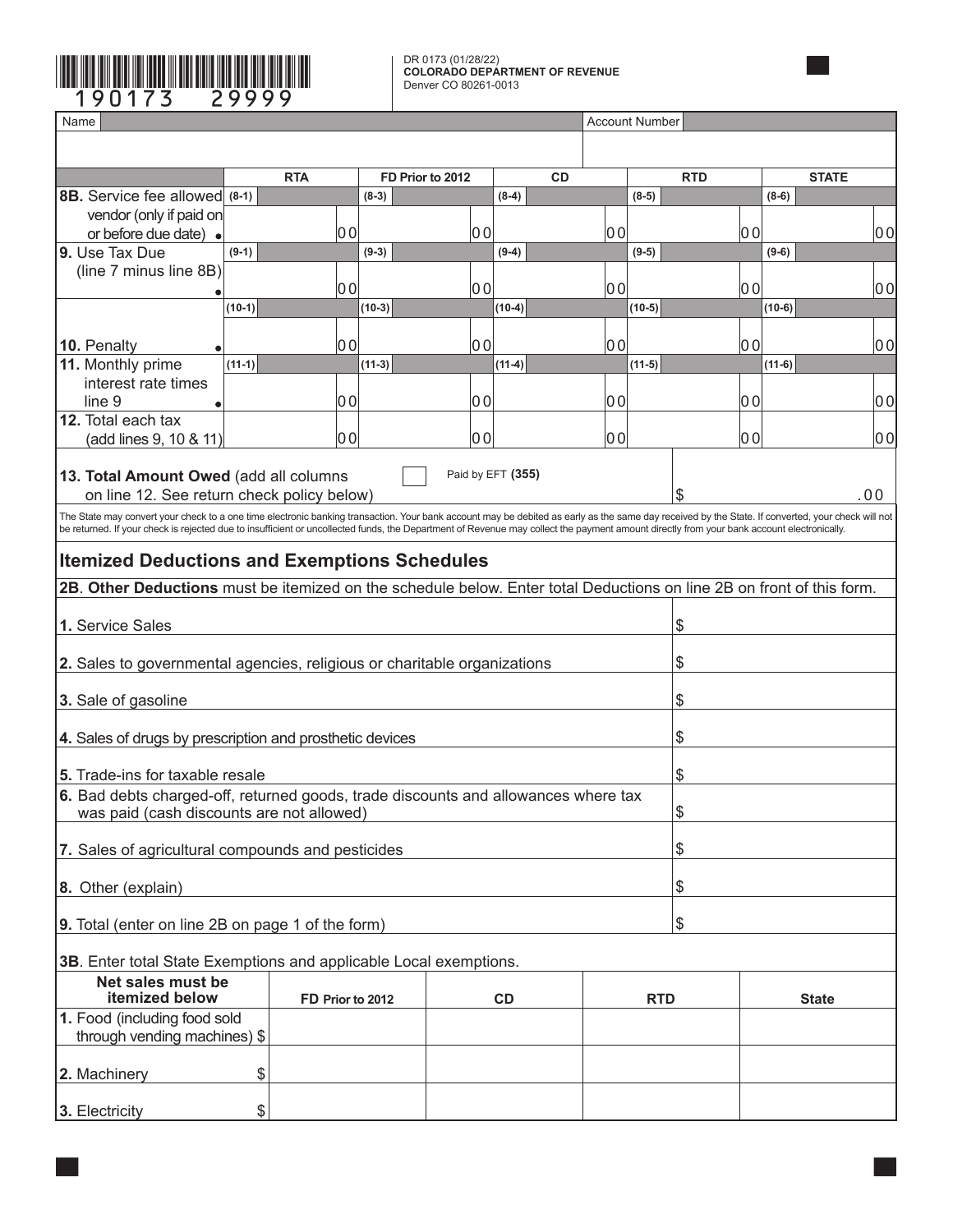190173 29999

DR 0173 (01/28/22)
**COLORADO DEPARTMENT OF REVENUE**
Denver CO 80261-0013

| Name | Account Number |
|---|---|
| | |

| | RTA | FD Prior to 2012 | CD | RTD | STATE |
|---|---|---|---|---|---|
| **8B.** Service fee allowed vendor (only if paid on or before due date) | (8-1) 00 | (8-3) 00 | (8-4) 00 | (8-5) 00 | (8-6) 00 |
| **9.** Use Tax Due (line 7 minus line 8B) | (9-1) 00 | (9-3) 00 | (9-4) 00 | (9-5) 00 | (9-6) 00 |
| **10.** Penalty | (10-1) 00 | (10-3) 00 | (10-4) 00 | (10-5) 00 | (10-6) 00 |
| **11.** Monthly prime interest rate times line 9 | (11-1) 00 | (11-3) 00 | (11-4) 00 | (11-5) 00 | (11-6) 00 |
| **12.** Total each tax (add lines 9, 10 & 11) | 00 | 00 | 00 | 00 | 00 |

**13. Total Amount Owed** (add all columns on line 12. See return check policy below) ☐ Paid by EFT **(355)** $ .00

The State may convert your check to a one time electronic banking transaction. Your bank account may be debited as early as the same day received by the State. If converted, your check will not be returned. If your check is rejected due to insufficient or uncollected funds, the Department of Revenue may collect the payment amount directly from your bank account electronically.

## Itemized Deductions and Exemptions Schedules

**2B**. **Other Deductions** must be itemized on the schedule below. Enter total Deductions on line 2B on front of this form.

| | |
|---|---|
| **1.** Service Sales | $ |
| **2.** Sales to governmental agencies, religious or charitable organizations | $ |
| **3.** Sale of gasoline | $ |
| **4.** Sales of drugs by prescription and prosthetic devices | $ |
| **5.** Trade-ins for taxable resale | $ |
| **6.** Bad debts charged-off, returned goods, trade discounts and allowances where tax was paid (cash discounts are not allowed) | $ |
| **7.** Sales of agricultural compounds and pesticides | $ |
| **8.** Other (explain) | $ |
| **9.** Total (enter on line 2B on page 1 of the form) | $ |

**3B**. Enter total State Exemptions and applicable Local exemptions.

| Net sales must be itemized below | FD Prior to 2012 | CD | RTD | State |
|---|---|---|---|---|
| **1.** Food (including food sold through vending machines) $ | | | | |
| **2.** Machinery $ | | | | |
| **3.** Electricity $ | | | | |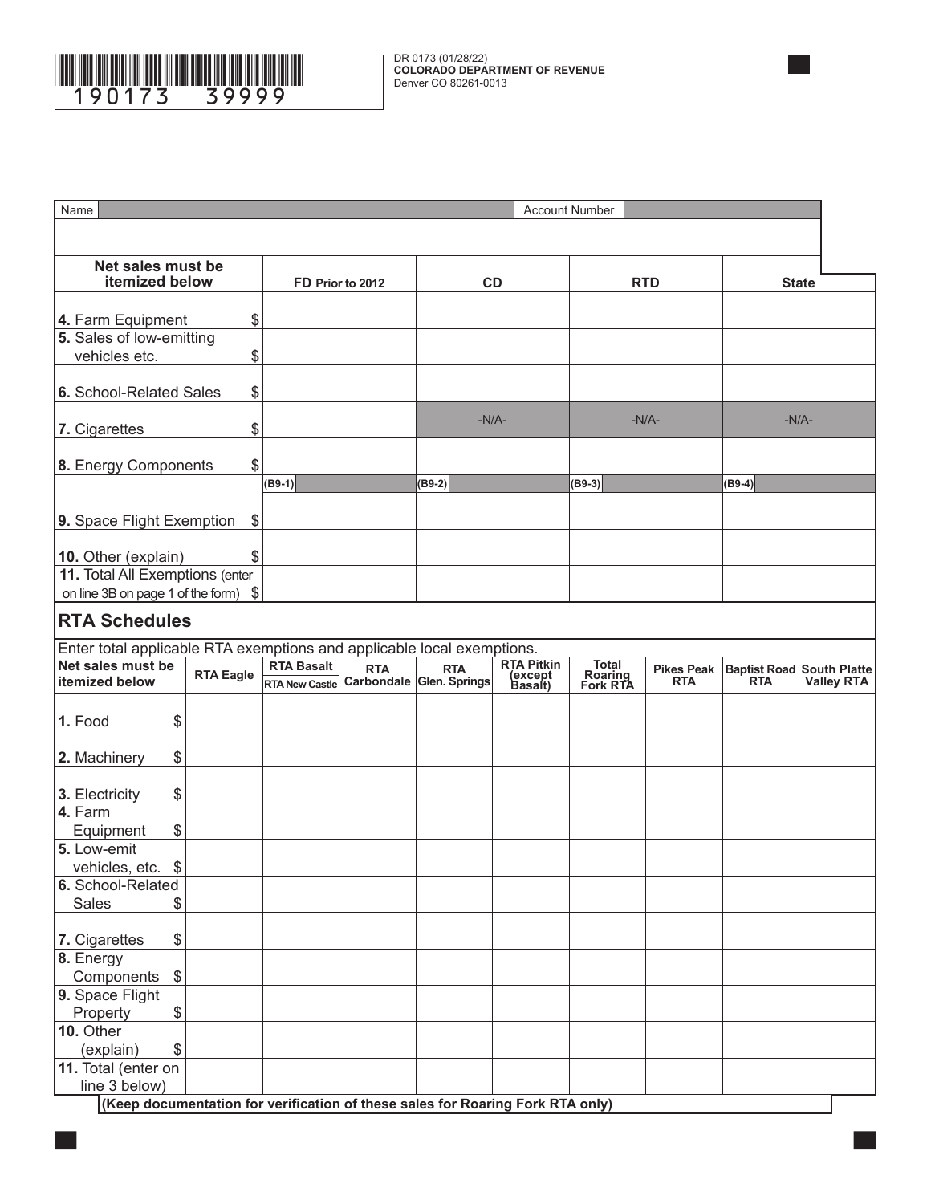DR 0173 (01/28/22)
**COLORADO DEPARTMENT OF REVENUE**
Denver CO 80261-0013

| Name | Account Number |
|---|---|
| | |

| Net sales must be itemized below | FD Prior to 2012 | CD | RTD | State |
|---|---|---|---|---|
| 4. Farm Equipment $ | | | | |
| 5. Sales of low-emitting vehicles etc. $ | | | | |
| 6. School-Related Sales $ | | | | |
| 7. Cigarettes $ | | -N/A- | -N/A- | -N/A- |
| 8. Energy Components $ | | | | |
| | (B9-1) | (B9-2) | (B9-3) | (B9-4) |
| 9. Space Flight Exemption $ | | | | |
| 10. Other (explain) $ | | | | |
| 11. Total All Exemptions (enter on line 3B on page 1 of the form) $ | | | | |

## RTA Schedules

Enter total applicable RTA exemptions and applicable local exemptions.

| Net sales must be itemized below | RTA Eagle | RTA Basalt / RTA New Castle | RTA Carbondale | RTA Glen. Springs | RTA Pitkin (except Basalt) | Total Roaring Fork RTA | Pikes Peak RTA | Baptist Road RTA | South Platte Valley RTA |
|---|---|---|---|---|---|---|---|---|---|
| 1. Food $ | | | | | | | | | |
| 2. Machinery $ | | | | | | | | | |
| 3. Electricity $ | | | | | | | | | |
| 4. Farm Equipment $ | | | | | | | | | |
| 5. Low-emit vehicles, etc. $ | | | | | | | | | |
| 6. School-Related Sales $ | | | | | | | | | |
| 7. Cigarettes $ | | | | | | | | | |
| 8. Energy Components $ | | | | | | | | | |
| 9. Space Flight Property $ | | | | | | | | | |
| 10. Other (explain) $ | | | | | | | | | |
| 11. Total (enter on line 3 below) | | | | | | | | | |

(Keep documentation for verification of these sales for Roaring Fork RTA only)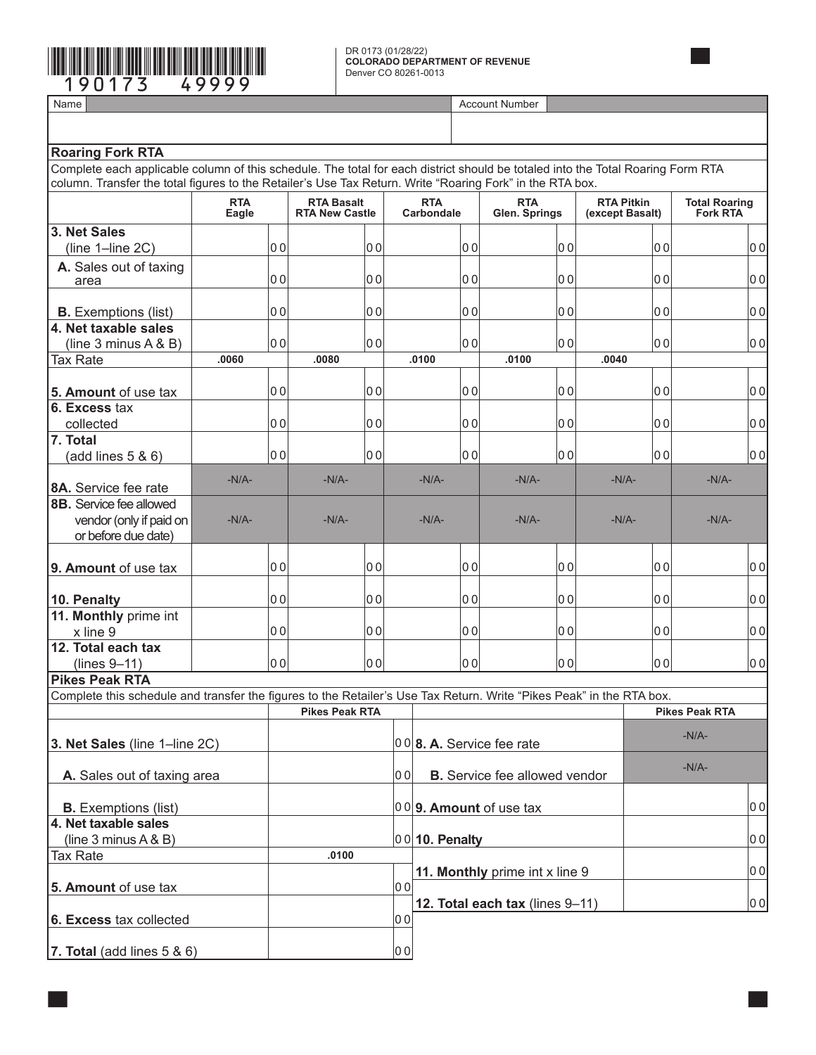190173 49999

DR 0173 (01/28/22)
**COLORADO DEPARTMENT OF REVENUE**
Denver CO 80261-0013

| Name | Account Number |
|---|---|
| | |

## Roaring Fork RTA

Complete each applicable column of this schedule. The total for each district should be totaled into the Total Roaring Form RTA column. Transfer the total figures to the Retailer's Use Tax Return. Write "Roaring Fork" in the RTA box.

| | RTA Eagle | RTA Basalt RTA New Castle | RTA Carbondale | RTA Glen. Springs | RTA Pitkin (except Basalt) | Total Roaring Fork RTA |
|---|---|---|---|---|---|---|
| **3. Net Sales** (line 1–line 2C) | 00 | 00 | 00 | 00 | 00 | 00 |
| **A.** Sales out of taxing area | 00 | 00 | 00 | 00 | 00 | 00 |
| **B.** Exemptions (list) | 00 | 00 | 00 | 00 | 00 | 00 |
| **4. Net taxable sales** (line 3 minus A & B) | 00 | 00 | 00 | 00 | 00 | 00 |
| Tax Rate | .0060 | .0080 | .0100 | .0100 | .0040 | |
| **5. Amount** of use tax | 00 | 00 | 00 | 00 | 00 | 00 |
| **6. Excess** tax collected | 00 | 00 | 00 | 00 | 00 | 00 |
| **7. Total** (add lines 5 & 6) | 00 | 00 | 00 | 00 | 00 | 00 |
| **8A.** Service fee rate | -N/A- | -N/A- | -N/A- | -N/A- | -N/A- | -N/A- |
| **8B.** Service fee allowed vendor (only if paid on or before due date) | -N/A- | -N/A- | -N/A- | -N/A- | -N/A- | -N/A- |
| **9. Amount** of use tax | 00 | 00 | 00 | 00 | 00 | 00 |
| **10. Penalty** | 00 | 00 | 00 | 00 | 00 | 00 |
| **11. Monthly** prime int x line 9 | 00 | 00 | 00 | 00 | 00 | 00 |
| **12. Total each tax** (lines 9–11) | 00 | 00 | 00 | 00 | 00 | 00 |

## Pikes Peak RTA

Complete this schedule and transfer the figures to the Retailer's Use Tax Return. Write "Pikes Peak" in the RTA box.

| | Pikes Peak RTA |
|---|---|
| **3. Net Sales** (line 1–line 2C) | 00 |
| **A.** Sales out of taxing area | 00 |
| **B.** Exemptions (list) | 00 |
| **4. Net taxable sales** (line 3 minus A & B) | 00 |
| Tax Rate | .0100 |
| **5. Amount** of use tax | 00 |
| **6. Excess** tax collected | 00 |
| **7. Total** (add lines 5 & 6) | 00 |
| **8. A.** Service fee rate | -N/A- |
| **B.** Service fee allowed vendor | -N/A- |
| **9. Amount** of use tax | 00 |
| **10. Penalty** | 00 |
| **11. Monthly** prime int x line 9 | 00 |
| **12. Total each tax** (lines 9–11) | 00 |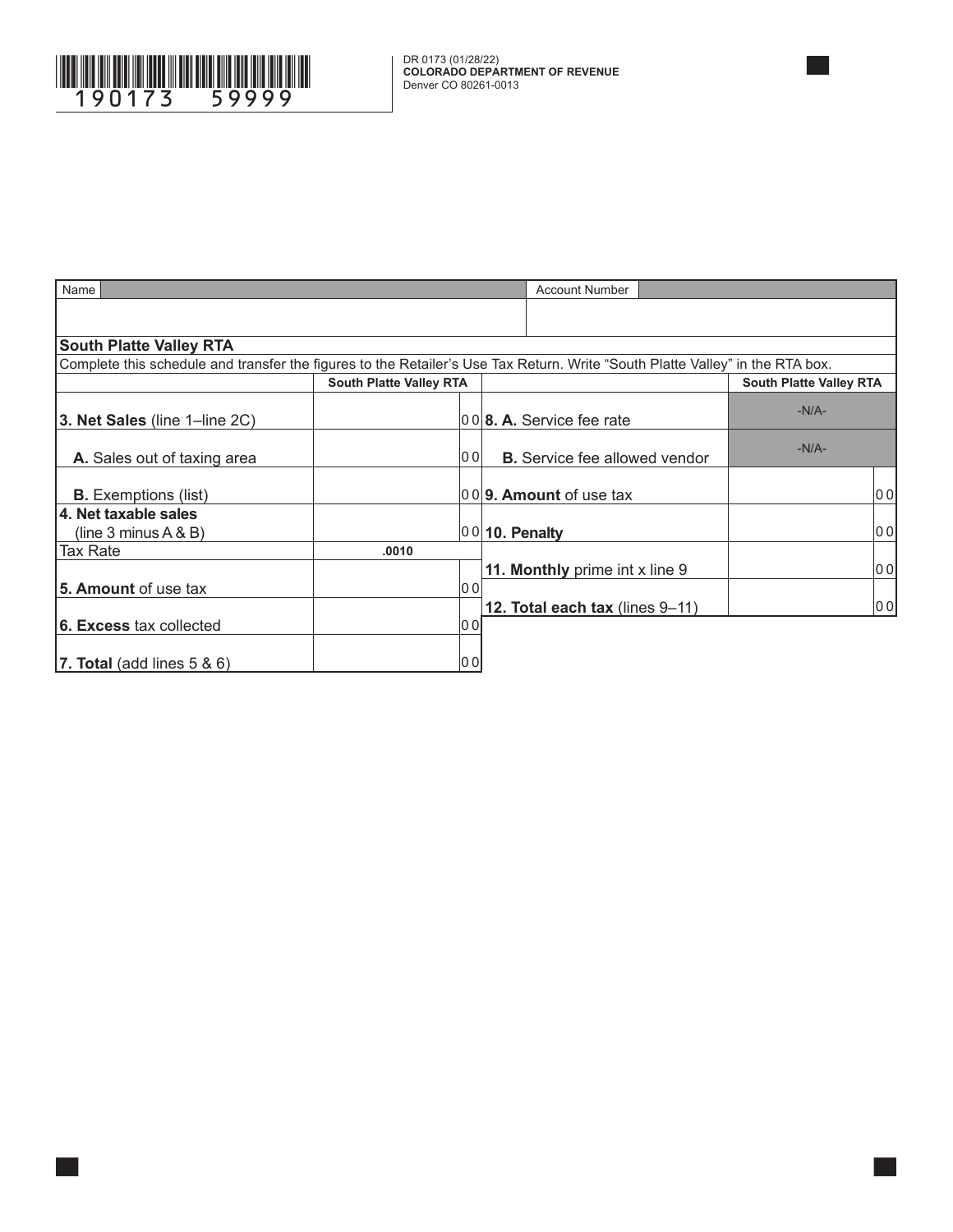190173 59999

DR 0173 (01/28/22)
**COLORADO DEPARTMENT OF REVENUE**
Denver CO 80261-0013

| Name | Account Number |
|---|---|
| | |

**South Platte Valley RTA**

Complete this schedule and transfer the figures to the Retailer's Use Tax Return. Write "South Platte Valley" in the RTA box.

| | South Platte Valley RTA | | | South Platte Valley RTA | |
|---|---|---|---|---|---|
| **3. Net Sales** (line 1–line 2C) | | 00 | **8. A.** Service fee rate | -N/A- | |
| **A.** Sales out of taxing area | | 00 | **B.** Service fee allowed vendor | -N/A- | |
| **B.** Exemptions (list) | | 00 | **9. Amount** of use tax | | 00 |
| **4. Net taxable sales** (line 3 minus A & B) | | 00 | **10. Penalty** | | 00 |
| Tax Rate | .0010 | | **11. Monthly** prime int x line 9 | | 00 |
| **5. Amount** of use tax | | 00 | **12. Total each tax** (lines 9–11) | | 00 |
| **6. Excess** tax collected | | 00 | | | |
| **7. Total** (add lines 5 & 6) | | 00 | | | |